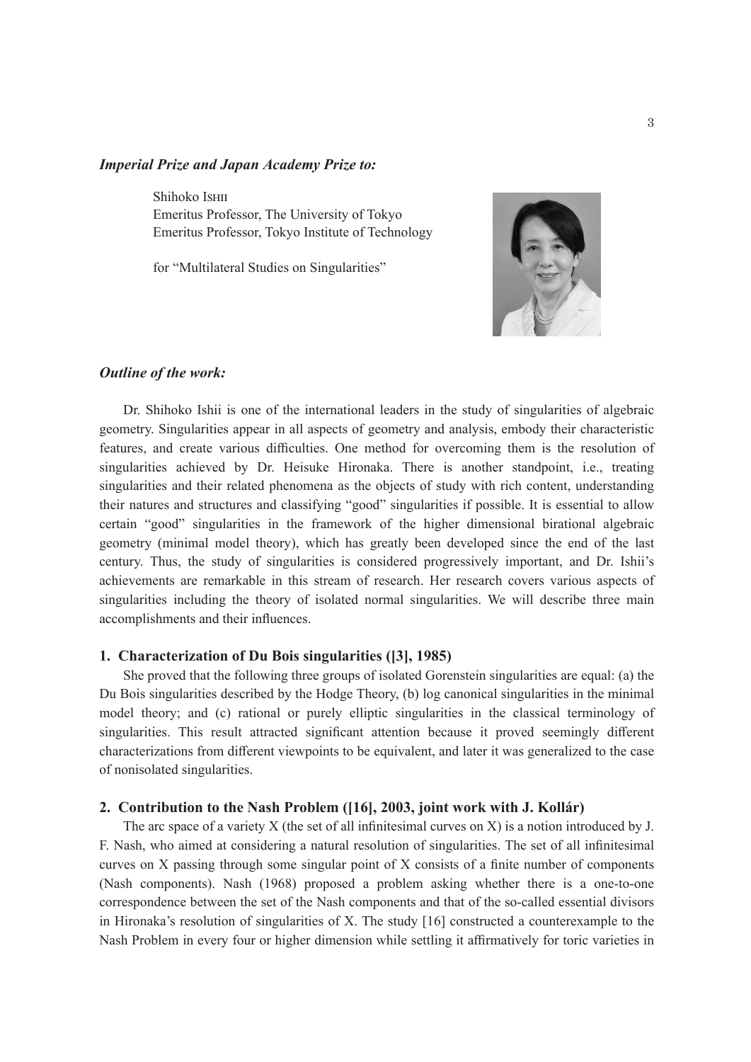***Imperial Prize and Japan Academy Prize to:***

Shihoko Ishii
Emeritus Professor, The University of Tokyo
Emeritus Professor, Tokyo Institute of Technology

for "Multilateral Studies on Singularities"

***Outline of the work:***

Dr. Shihoko Ishii is one of the international leaders in the study of singularities of algebraic geometry. Singularities appear in all aspects of geometry and analysis, embody their characteristic features, and create various difficulties. One method for overcoming them is the resolution of singularities achieved by Dr. Heisuke Hironaka. There is another standpoint, i.e., treating singularities and their related phenomena as the objects of study with rich content, understanding their natures and structures and classifying "good" singularities if possible. It is essential to allow certain "good" singularities in the framework of the higher dimensional birational algebraic geometry (minimal model theory), which has greatly been developed since the end of the last century. Thus, the study of singularities is considered progressively important, and Dr. Ishii's achievements are remarkable in this stream of research. Her research covers various aspects of singularities including the theory of isolated normal singularities. We will describe three main accomplishments and their influences.

**1. Characterization of Du Bois singularities ([3], 1985)**

She proved that the following three groups of isolated Gorenstein singularities are equal: (a) the Du Bois singularities described by the Hodge Theory, (b) log canonical singularities in the minimal model theory; and (c) rational or purely elliptic singularities in the classical terminology of singularities. This result attracted significant attention because it proved seemingly different characterizations from different viewpoints to be equivalent, and later it was generalized to the case of nonisolated singularities.

**2. Contribution to the Nash Problem ([16], 2003, joint work with J. Kollár)**

The arc space of a variety X (the set of all infinitesimal curves on X) is a notion introduced by J. F. Nash, who aimed at considering a natural resolution of singularities. The set of all infinitesimal curves on X passing through some singular point of X consists of a finite number of components (Nash components). Nash (1968) proposed a problem asking whether there is a one-to-one correspondence between the set of the Nash components and that of the so-called essential divisors in Hironaka's resolution of singularities of X. The study [16] constructed a counterexample to the Nash Problem in every four or higher dimension while settling it affirmatively for toric varieties in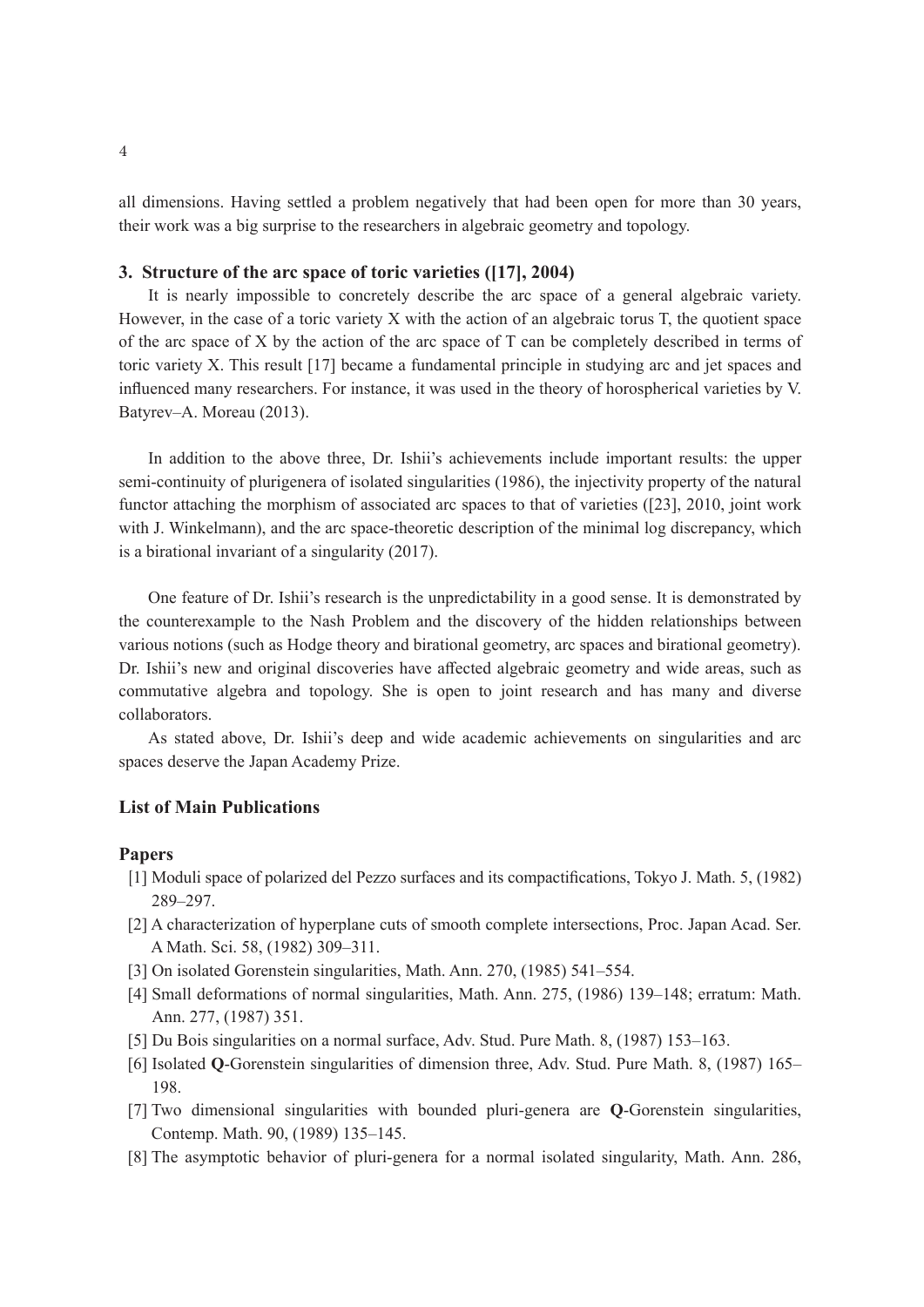all dimensions. Having settled a problem negatively that had been open for more than 30 years, their work was a big surprise to the researchers in algebraic geometry and topology.

### 3. Structure of the arc space of toric varieties ([17], 2004)

It is nearly impossible to concretely describe the arc space of a general algebraic variety. However, in the case of a toric variety X with the action of an algebraic torus T, the quotient space of the arc space of X by the action of the arc space of T can be completely described in terms of toric variety X. This result [17] became a fundamental principle in studying arc and jet spaces and influenced many researchers. For instance, it was used in the theory of horospherical varieties by V. Batyrev–A. Moreau (2013).

In addition to the above three, Dr. Ishii's achievements include important results: the upper semi-continuity of plurigenera of isolated singularities (1986), the injectivity property of the natural functor attaching the morphism of associated arc spaces to that of varieties ([23], 2010, joint work with J. Winkelmann), and the arc space-theoretic description of the minimal log discrepancy, which is a birational invariant of a singularity (2017).

One feature of Dr. Ishii's research is the unpredictability in a good sense. It is demonstrated by the counterexample to the Nash Problem and the discovery of the hidden relationships between various notions (such as Hodge theory and birational geometry, arc spaces and birational geometry). Dr. Ishii's new and original discoveries have affected algebraic geometry and wide areas, such as commutative algebra and topology. She is open to joint research and has many and diverse collaborators.

As stated above, Dr. Ishii's deep and wide academic achievements on singularities and arc spaces deserve the Japan Academy Prize.

### List of Main Publications

#### Papers

[1] Moduli space of polarized del Pezzo surfaces and its compactifications, Tokyo J. Math. 5, (1982) 289–297.

[2] A characterization of hyperplane cuts of smooth complete intersections, Proc. Japan Acad. Ser. A Math. Sci. 58, (1982) 309–311.

[3] On isolated Gorenstein singularities, Math. Ann. 270, (1985) 541–554.

[4] Small deformations of normal singularities, Math. Ann. 275, (1986) 139–148; erratum: Math. Ann. 277, (1987) 351.

[5] Du Bois singularities on a normal surface, Adv. Stud. Pure Math. 8, (1987) 153–163.

[6] Isolated **Q**-Gorenstein singularities of dimension three, Adv. Stud. Pure Math. 8, (1987) 165–198.

[7] Two dimensional singularities with bounded pluri-genera are **Q**-Gorenstein singularities, Contemp. Math. 90, (1989) 135–145.

[8] The asymptotic behavior of pluri-genera for a normal isolated singularity, Math. Ann. 286,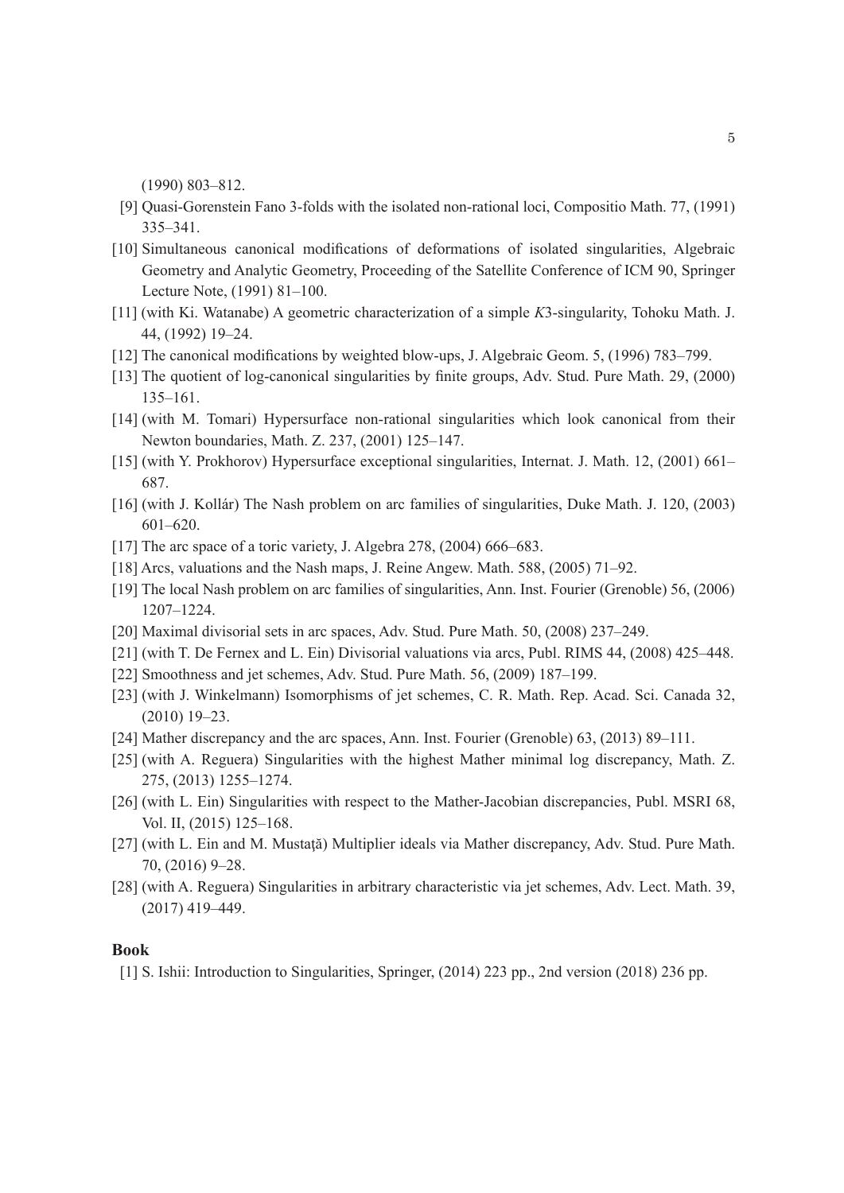(1990) 803–812.

[9] Quasi-Gorenstein Fano 3-folds with the isolated non-rational loci, Compositio Math. 77, (1991) 335–341.

[10] Simultaneous canonical modifications of deformations of isolated singularities, Algebraic Geometry and Analytic Geometry, Proceeding of the Satellite Conference of ICM 90, Springer Lecture Note, (1991) 81–100.

[11] (with Ki. Watanabe) A geometric characterization of a simple *K*3-singularity, Tohoku Math. J. 44, (1992) 19–24.

[12] The canonical modifications by weighted blow-ups, J. Algebraic Geom. 5, (1996) 783–799.

[13] The quotient of log-canonical singularities by finite groups, Adv. Stud. Pure Math. 29, (2000) 135–161.

[14] (with M. Tomari) Hypersurface non-rational singularities which look canonical from their Newton boundaries, Math. Z. 237, (2001) 125–147.

[15] (with Y. Prokhorov) Hypersurface exceptional singularities, Internat. J. Math. 12, (2001) 661–687.

[16] (with J. Kollár) The Nash problem on arc families of singularities, Duke Math. J. 120, (2003) 601–620.

[17] The arc space of a toric variety, J. Algebra 278, (2004) 666–683.

[18] Arcs, valuations and the Nash maps, J. Reine Angew. Math. 588, (2005) 71–92.

[19] The local Nash problem on arc families of singularities, Ann. Inst. Fourier (Grenoble) 56, (2006) 1207–1224.

[20] Maximal divisorial sets in arc spaces, Adv. Stud. Pure Math. 50, (2008) 237–249.

[21] (with T. De Fernex and L. Ein) Divisorial valuations via arcs, Publ. RIMS 44, (2008) 425–448.

[22] Smoothness and jet schemes, Adv. Stud. Pure Math. 56, (2009) 187–199.

[23] (with J. Winkelmann) Isomorphisms of jet schemes, C. R. Math. Rep. Acad. Sci. Canada 32, (2010) 19–23.

[24] Mather discrepancy and the arc spaces, Ann. Inst. Fourier (Grenoble) 63, (2013) 89–111.

[25] (with A. Reguera) Singularities with the highest Mather minimal log discrepancy, Math. Z. 275, (2013) 1255–1274.

[26] (with L. Ein) Singularities with respect to the Mather-Jacobian discrepancies, Publ. MSRI 68, Vol. II, (2015) 125–168.

[27] (with L. Ein and M. Mustaţă) Multiplier ideals via Mather discrepancy, Adv. Stud. Pure Math. 70, (2016) 9–28.

[28] (with A. Reguera) Singularities in arbitrary characteristic via jet schemes, Adv. Lect. Math. 39, (2017) 419–449.

### Book

[1] S. Ishii: Introduction to Singularities, Springer, (2014) 223 pp., 2nd version (2018) 236 pp.